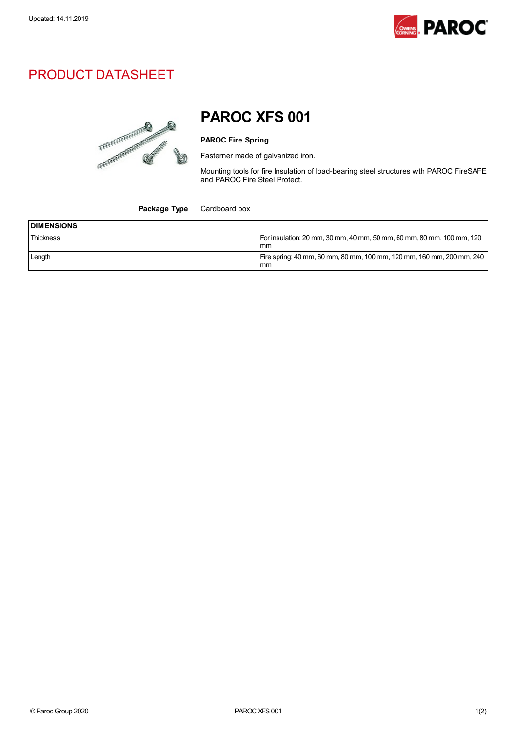Updated: 14.11.2019

# PRODUCT DATASHEET

## PAROC XFS 001

**PAROC Fire Spring**

Fasterner made of galvanized iron.

Mounting tools for fire Insulation of load-bearing steel structures with PAROC FireSAFE and PAROC Fire Steel Protect.

**Package Type** Cardboard box

| DIMENSIONS | |
|---|---|
| Thickness | For insulation: 20 mm, 30 mm, 40 mm, 50 mm, 60 mm, 80 mm, 100 mm, 120 mm |
| Length | Fire spring: 40 mm, 60 mm, 80 mm, 100 mm, 120 mm, 160 mm, 200 mm, 240 mm |

© Paroc Group 2020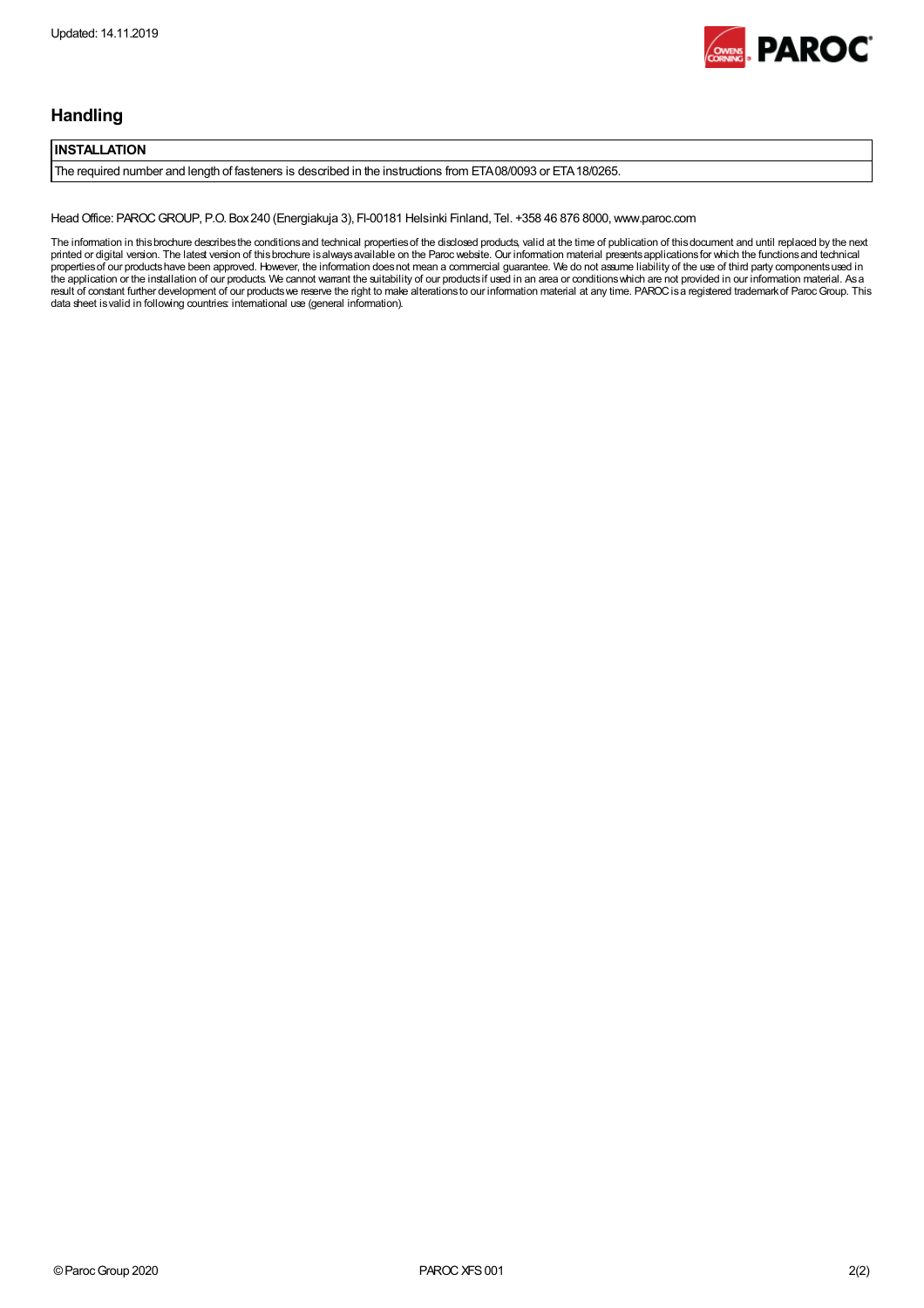## Handling

| INSTALLATION |
|---|
| The required number and length of fasteners is described in the instructions from ETA 08/0093 or ETA 18/0265. |

Head Office: PAROC GROUP, P.O. Box 240 (Energiakuja 3), FI-00181 Helsinki Finland, Tel. +358 46 876 8000, www.paroc.com

The information in this brochure describes the conditions and technical properties of the disclosed products, valid at the time of publication of this document and until replaced by the next printed or digital version. The latest version of this brochure is always available on the Paroc website. Our information material presents applications for which the functions and technical properties of our products have been approved. However, the information does not mean a commercial guarantee. We do not assume liability of the use of third party components used in the application or the installation of our products. We cannot warrant the suitability of our products if used in an area or conditions which are not provided in our information material. As a result of constant further development of our products we reserve the right to make alterations to our information material at any time. PAROC is a registered trademark of Paroc Group. This data sheet is valid in following countries: international use (general information).